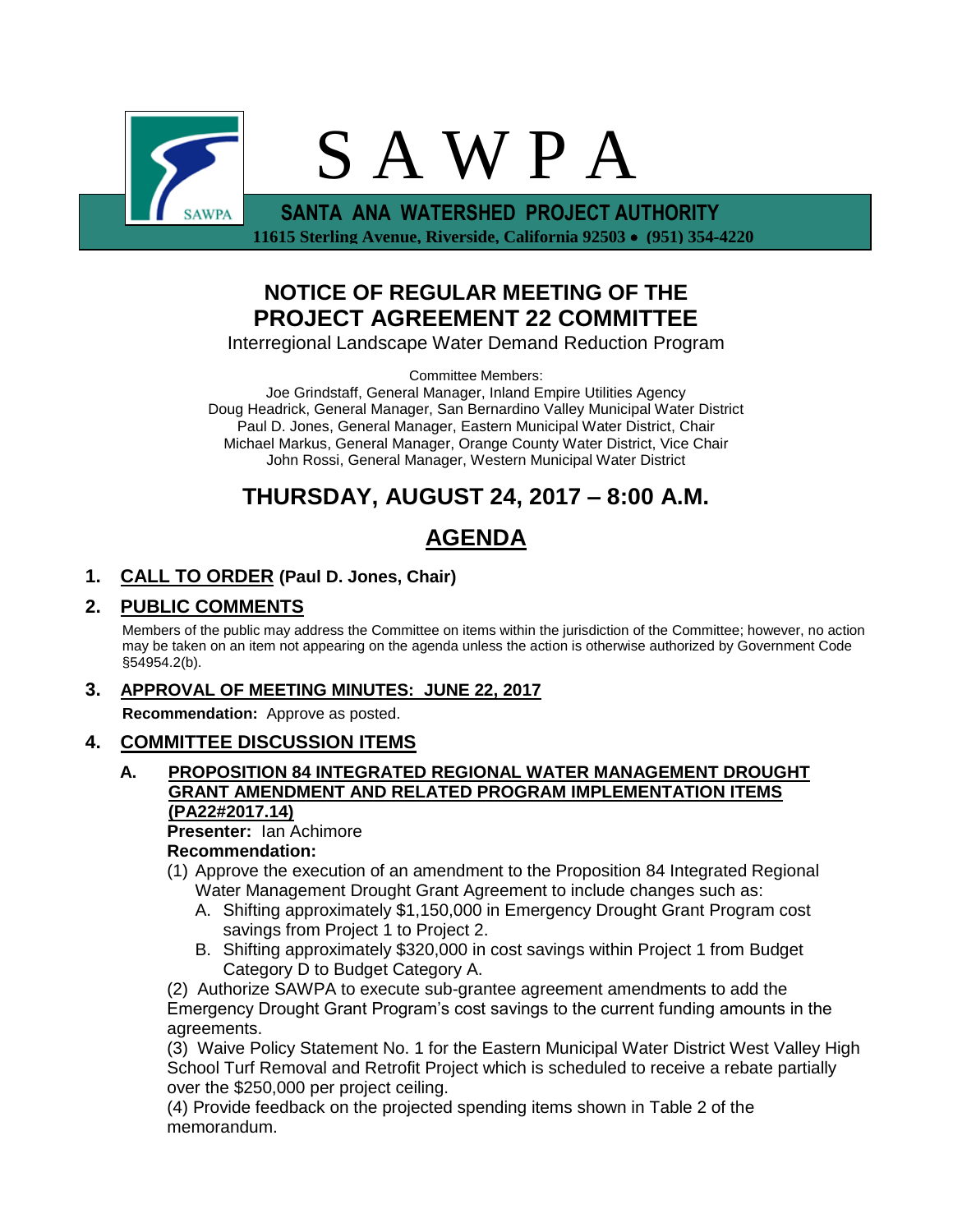# S A W P A

**SANTA ANA WATERSHED PROJECT AUTHORITY**
**11615 Sterling Avenue, Riverside, California 92503 • (951) 354-4220**

## NOTICE OF REGULAR MEETING OF THE PROJECT AGREEMENT 22 COMMITTEE

Interregional Landscape Water Demand Reduction Program

Committee Members:
Joe Grindstaff, General Manager, Inland Empire Utilities Agency
Doug Headrick, General Manager, San Bernardino Valley Municipal Water District
Paul D. Jones, General Manager, Eastern Municipal Water District, Chair
Michael Markus, General Manager, Orange County Water District, Vice Chair
John Rossi, General Manager, Western Municipal Water District

## THURSDAY, AUGUST 24, 2017 – 8:00 A.M.

## AGENDA

### 1. CALL TO ORDER (Paul D. Jones, Chair)

### 2. PUBLIC COMMENTS

Members of the public may address the Committee on items within the jurisdiction of the Committee; however, no action may be taken on an item not appearing on the agenda unless the action is otherwise authorized by Government Code §54954.2(b).

### 3. APPROVAL OF MEETING MINUTES: JUNE 22, 2017

**Recommendation:** Approve as posted.

### 4. COMMITTEE DISCUSSION ITEMS

**A. PROPOSITION 84 INTEGRATED REGIONAL WATER MANAGEMENT DROUGHT GRANT AMENDMENT AND RELATED PROGRAM IMPLEMENTATION ITEMS (PA22#2017.14)**

**Presenter:** Ian Achimore

**Recommendation:**

(1) Approve the execution of an amendment to the Proposition 84 Integrated Regional Water Management Drought Grant Agreement to include changes such as:

  A. Shifting approximately $1,150,000 in Emergency Drought Grant Program cost savings from Project 1 to Project 2.

  B. Shifting approximately $320,000 in cost savings within Project 1 from Budget Category D to Budget Category A.

(2) Authorize SAWPA to execute sub-grantee agreement amendments to add the Emergency Drought Grant Program's cost savings to the current funding amounts in the agreements.

(3) Waive Policy Statement No. 1 for the Eastern Municipal Water District West Valley High School Turf Removal and Retrofit Project which is scheduled to receive a rebate partially over the $250,000 per project ceiling.

(4) Provide feedback on the projected spending items shown in Table 2 of the memorandum.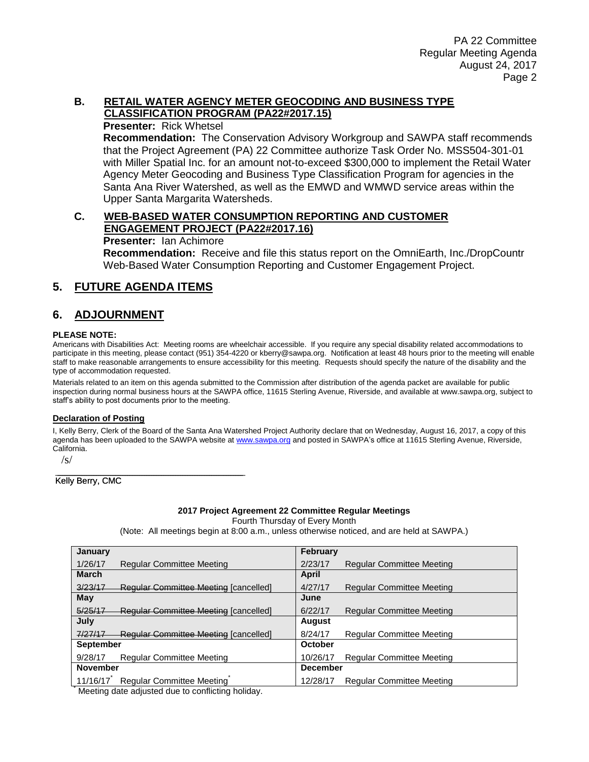**B. RETAIL WATER AGENCY METER GEOCODING AND BUSINESS TYPE CLASSIFICATION PROGRAM (PA22#2017.15)**

**Presenter:** Rick Whetsel

**Recommendation:** The Conservation Advisory Workgroup and SAWPA staff recommends that the Project Agreement (PA) 22 Committee authorize Task Order No. MSS504-301-01 with Miller Spatial Inc. for an amount not-to-exceed $300,000 to implement the Retail Water Agency Meter Geocoding and Business Type Classification Program for agencies in the Santa Ana River Watershed, as well as the EMWD and WMWD service areas within the Upper Santa Margarita Watersheds.

**C. WEB-BASED WATER CONSUMPTION REPORTING AND CUSTOMER ENGAGEMENT PROJECT (PA22#2017.16)**

**Presenter:** Ian Achimore

**Recommendation:** Receive and file this status report on the OmniEarth, Inc./DropCountr Web-Based Water Consumption Reporting and Customer Engagement Project.

## 5. FUTURE AGENDA ITEMS

## 6. ADJOURNMENT

**PLEASE NOTE:**

Americans with Disabilities Act: Meeting rooms are wheelchair accessible. If you require any special disability related accommodations to participate in this meeting, please contact (951) 354-4220 or kberry@sawpa.org. Notification at least 48 hours prior to the meeting will enable staff to make reasonable arrangements to ensure accessibility for this meeting. Requests should specify the nature of the disability and the type of accommodation requested.

Materials related to an item on this agenda submitted to the Commission after distribution of the agenda packet are available for public inspection during normal business hours at the SAWPA office, 11615 Sterling Avenue, Riverside, and available at www.sawpa.org, subject to staff's ability to post documents prior to the meeting.

**Declaration of Posting**

I, Kelly Berry, Clerk of the Board of the Santa Ana Watershed Project Authority declare that on Wednesday, August 16, 2017, a copy of this agenda has been uploaded to the SAWPA website at www.sawpa.org and posted in SAWPA's office at 11615 Sterling Avenue, Riverside, California.

/s/

___________________________________

Kelly Berry, CMC

**2017 Project Agreement 22 Committee Regular Meetings**

Fourth Thursday of Every Month

(Note: All meetings begin at 8:00 a.m., unless otherwise noticed, and are held at SAWPA.)

| | |
|---|---|
| **January** | **February** |
| 1/26/17 Regular Committee Meeting | 2/23/17 Regular Committee Meeting |
| **March** | **April** |
| ~~3/23/17 Regular Committee Meeting~~ [cancelled] | 4/27/17 Regular Committee Meeting |
| **May** | **June** |
| ~~5/25/17 Regular Committee Meeting~~ [cancelled] | 6/22/17 Regular Committee Meeting |
| **July** | **August** |
| ~~7/27/17 Regular Committee Meeting~~ [cancelled] | 8/24/17 Regular Committee Meeting |
| **September** | **October** |
| 9/28/17 Regular Committee Meeting | 10/26/17 Regular Committee Meeting |
| **November** | **December** |
| 11/16/17* Regular Committee Meeting* | 12/28/17 Regular Committee Meeting |

\* Meeting date adjusted due to conflicting holiday.